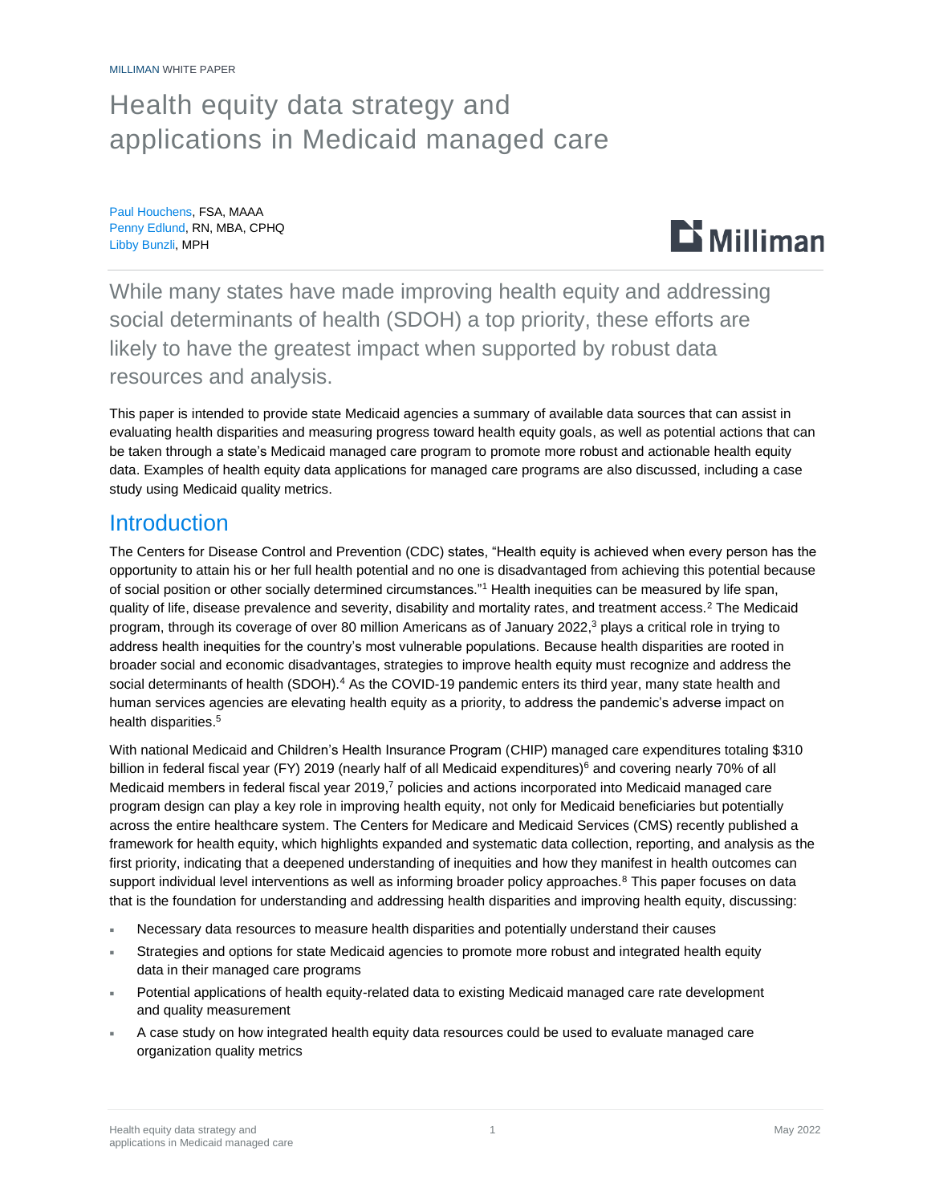MILLIMAN WHITE PAPER

# Health equity data strategy and applications in Medicaid managed care

Paul Houchens, FSA, MAAA
Penny Edlund, RN, MBA, CPHQ
Libby Bunzli, MPH

While many states have made improving health equity and addressing social determinants of health (SDOH) a top priority, these efforts are likely to have the greatest impact when supported by robust data resources and analysis.

This paper is intended to provide state Medicaid agencies a summary of available data sources that can assist in evaluating health disparities and measuring progress toward health equity goals, as well as potential actions that can be taken through a state's Medicaid managed care program to promote more robust and actionable health equity data. Examples of health equity data applications for managed care programs are also discussed, including a case study using Medicaid quality metrics.

## Introduction

The Centers for Disease Control and Prevention (CDC) states, "Health equity is achieved when every person has the opportunity to attain his or her full health potential and no one is disadvantaged from achieving this potential because of social position or other socially determined circumstances."[1] Health inequities can be measured by life span, quality of life, disease prevalence and severity, disability and mortality rates, and treatment access.[2] The Medicaid program, through its coverage of over 80 million Americans as of January 2022,[3] plays a critical role in trying to address health inequities for the country's most vulnerable populations. Because health disparities are rooted in broader social and economic disadvantages, strategies to improve health equity must recognize and address the social determinants of health (SDOH).[4] As the COVID-19 pandemic enters its third year, many state health and human services agencies are elevating health equity as a priority, to address the pandemic's adverse impact on health disparities.[5]

With national Medicaid and Children's Health Insurance Program (CHIP) managed care expenditures totaling $310 billion in federal fiscal year (FY) 2019 (nearly half of all Medicaid expenditures)[6] and covering nearly 70% of all Medicaid members in federal fiscal year 2019,[7] policies and actions incorporated into Medicaid managed care program design can play a key role in improving health equity, not only for Medicaid beneficiaries but potentially across the entire healthcare system. The Centers for Medicare and Medicaid Services (CMS) recently published a framework for health equity, which highlights expanded and systematic data collection, reporting, and analysis as the first priority, indicating that a deepened understanding of inequities and how they manifest in health outcomes can support individual level interventions as well as informing broader policy approaches.[8] This paper focuses on data that is the foundation for understanding and addressing health disparities and improving health equity, discussing:

- Necessary data resources to measure health disparities and potentially understand their causes
- Strategies and options for state Medicaid agencies to promote more robust and integrated health equity data in their managed care programs
- Potential applications of health equity-related data to existing Medicaid managed care rate development and quality measurement
- A case study on how integrated health equity data resources could be used to evaluate managed care organization quality metrics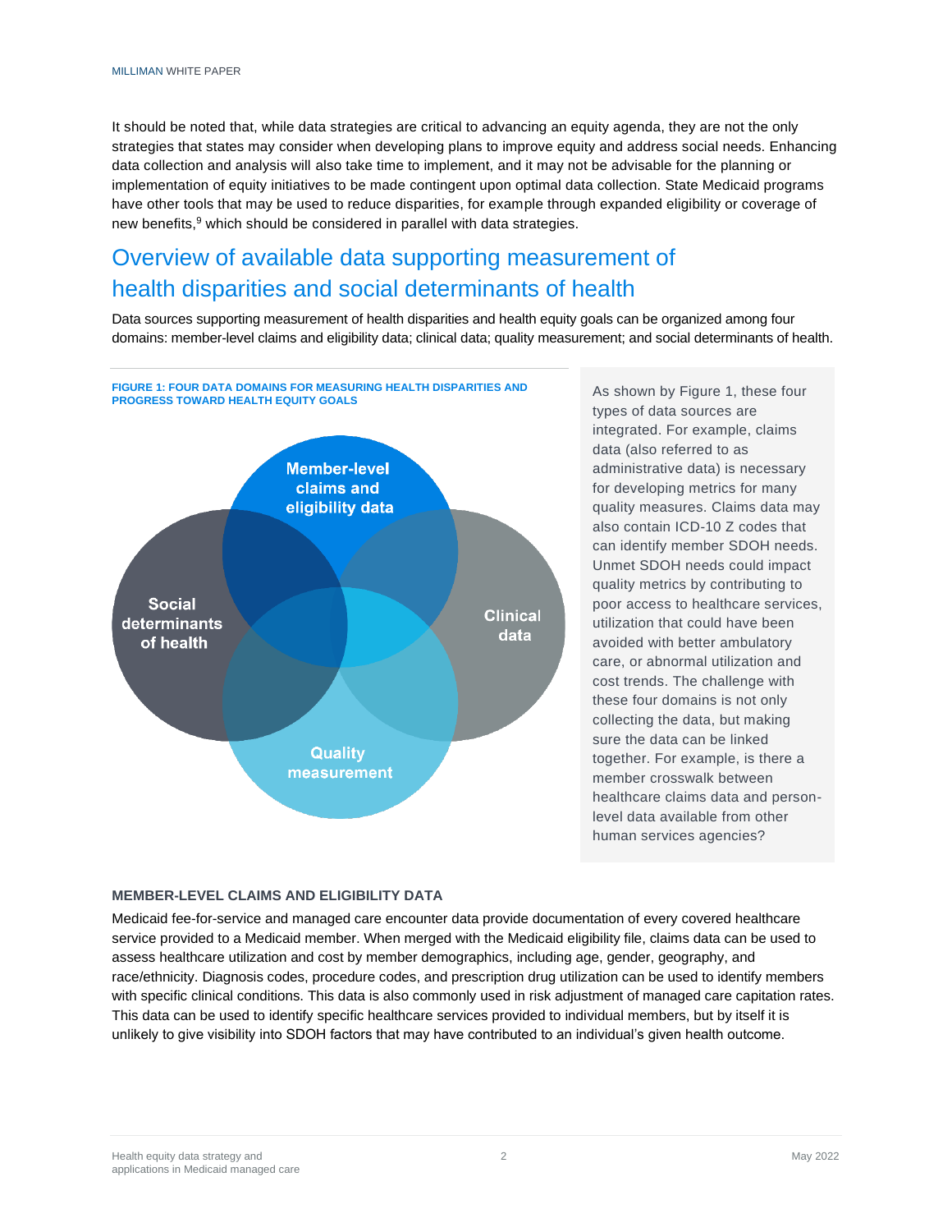It should be noted that, while data strategies are critical to advancing an equity agenda, they are not the only strategies that states may consider when developing plans to improve equity and address social needs. Enhancing data collection and analysis will also take time to implement, and it may not be advisable for the planning or implementation of equity initiatives to be made contingent upon optimal data collection. State Medicaid programs have other tools that may be used to reduce disparities, for example through expanded eligibility or coverage of new benefits,[9] which should be considered in parallel with data strategies.

## Overview of available data supporting measurement of health disparities and social determinants of health

Data sources supporting measurement of health disparities and health equity goals can be organized among four domains: member-level claims and eligibility data; clinical data; quality measurement; and social determinants of health.

**FIGURE 1: FOUR DATA DOMAINS FOR MEASURING HEALTH DISPARITIES AND PROGRESS TOWARD HEALTH EQUITY GOALS**

Member-level claims and eligibility data

Social determinants of health

Clinical data

Quality measurement

As shown by Figure 1, these four types of data sources are integrated. For example, claims data (also referred to as administrative data) is necessary for developing metrics for many quality measures. Claims data may also contain ICD-10 Z codes that can identify member SDOH needs. Unmet SDOH needs could impact quality metrics by contributing to poor access to healthcare services, utilization that could have been avoided with better ambulatory care, or abnormal utilization and cost trends. The challenge with these four domains is not only collecting the data, but making sure the data can be linked together. For example, is there a member crosswalk between healthcare claims data and person-level data available from other human services agencies?

### MEMBER-LEVEL CLAIMS AND ELIGIBILITY DATA

Medicaid fee-for-service and managed care encounter data provide documentation of every covered healthcare service provided to a Medicaid member. When merged with the Medicaid eligibility file, claims data can be used to assess healthcare utilization and cost by member demographics, including age, gender, geography, and race/ethnicity. Diagnosis codes, procedure codes, and prescription drug utilization can be used to identify members with specific clinical conditions. This data is also commonly used in risk adjustment of managed care capitation rates. This data can be used to identify specific healthcare services provided to individual members, but by itself it is unlikely to give visibility into SDOH factors that may have contributed to an individual's given health outcome.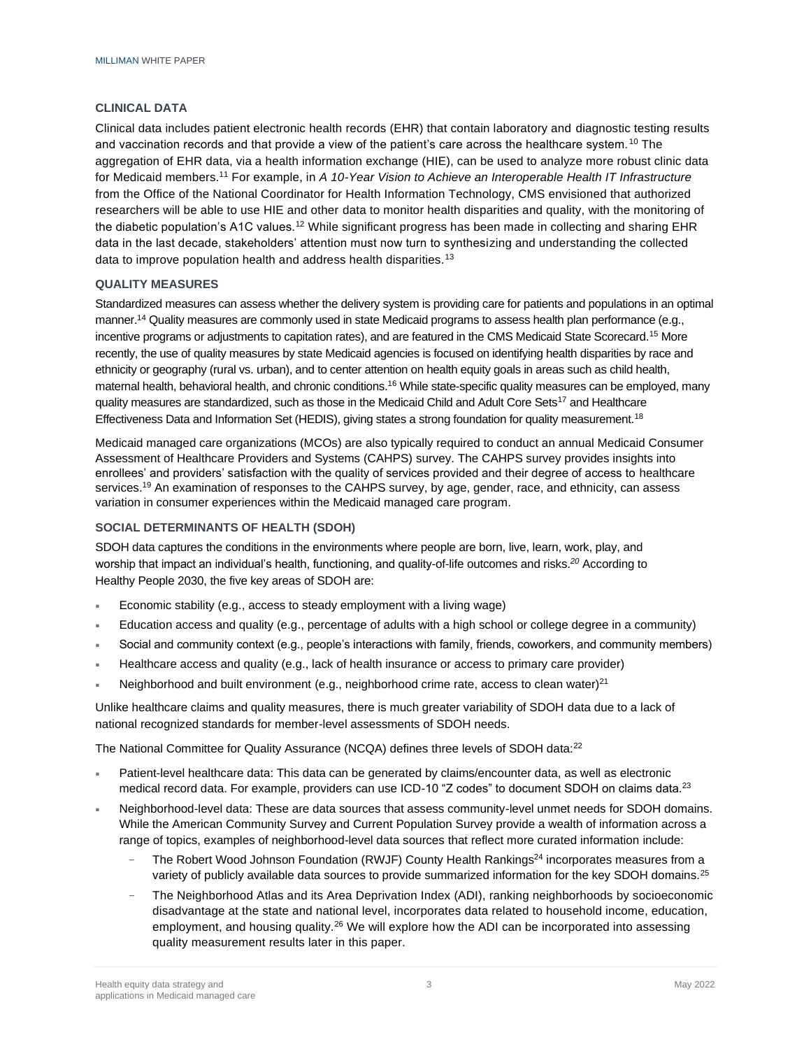### CLINICAL DATA

Clinical data includes patient electronic health records (EHR) that contain laboratory and diagnostic testing results and vaccination records and that provide a view of the patient's care across the healthcare system.[10] The aggregation of EHR data, via a health information exchange (HIE), can be used to analyze more robust clinic data for Medicaid members.[11] For example, in *A 10-Year Vision to Achieve an Interoperable Health IT Infrastructure* from the Office of the National Coordinator for Health Information Technology, CMS envisioned that authorized researchers will be able to use HIE and other data to monitor health disparities and quality, with the monitoring of the diabetic population's A1C values.[12] While significant progress has been made in collecting and sharing EHR data in the last decade, stakeholders' attention must now turn to synthesizing and understanding the collected data to improve population health and address health disparities.[13]

### QUALITY MEASURES

Standardized measures can assess whether the delivery system is providing care for patients and populations in an optimal manner.[14] Quality measures are commonly used in state Medicaid programs to assess health plan performance (e.g., incentive programs or adjustments to capitation rates), and are featured in the CMS Medicaid State Scorecard.[15] More recently, the use of quality measures by state Medicaid agencies is focused on identifying health disparities by race and ethnicity or geography (rural vs. urban), and to center attention on health equity goals in areas such as child health, maternal health, behavioral health, and chronic conditions.[16] While state-specific quality measures can be employed, many quality measures are standardized, such as those in the Medicaid Child and Adult Core Sets[17] and Healthcare Effectiveness Data and Information Set (HEDIS), giving states a strong foundation for quality measurement.[18]

Medicaid managed care organizations (MCOs) are also typically required to conduct an annual Medicaid Consumer Assessment of Healthcare Providers and Systems (CAHPS) survey. The CAHPS survey provides insights into enrollees' and providers' satisfaction with the quality of services provided and their degree of access to healthcare services.[19] An examination of responses to the CAHPS survey, by age, gender, race, and ethnicity, can assess variation in consumer experiences within the Medicaid managed care program.

### SOCIAL DETERMINANTS OF HEALTH (SDOH)

SDOH data captures the conditions in the environments where people are born, live, learn, work, play, and worship that impact an individual's health, functioning, and quality-of-life outcomes and risks.[20] According to Healthy People 2030, the five key areas of SDOH are:

- Economic stability (e.g., access to steady employment with a living wage)
- Education access and quality (e.g., percentage of adults with a high school or college degree in a community)
- Social and community context (e.g., people's interactions with family, friends, coworkers, and community members)
- Healthcare access and quality (e.g., lack of health insurance or access to primary care provider)
- Neighborhood and built environment (e.g., neighborhood crime rate, access to clean water)[21]

Unlike healthcare claims and quality measures, there is much greater variability of SDOH data due to a lack of national recognized standards for member-level assessments of SDOH needs.

The National Committee for Quality Assurance (NCQA) defines three levels of SDOH data:[22]

- Patient-level healthcare data: This data can be generated by claims/encounter data, as well as electronic medical record data. For example, providers can use ICD-10 "Z codes" to document SDOH on claims data.[23]
- Neighborhood-level data: These are data sources that assess community-level unmet needs for SDOH domains. While the American Community Survey and Current Population Survey provide a wealth of information across a range of topics, examples of neighborhood-level data sources that reflect more curated information include:
  - The Robert Wood Johnson Foundation (RWJF) County Health Rankings[24] incorporates measures from a variety of publicly available data sources to provide summarized information for the key SDOH domains.[25]
  - The Neighborhood Atlas and its Area Deprivation Index (ADI), ranking neighborhoods by socioeconomic disadvantage at the state and national level, incorporates data related to household income, education, employment, and housing quality.[26] We will explore how the ADI can be incorporated into assessing quality measurement results later in this paper.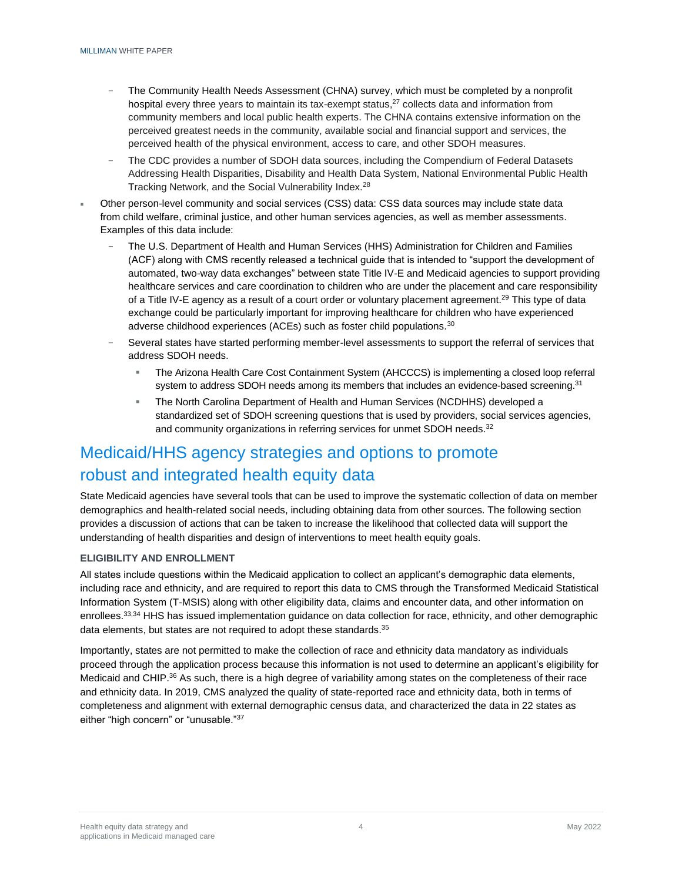- The Community Health Needs Assessment (CHNA) survey, which must be completed by a nonprofit hospital every three years to maintain its tax-exempt status,[27] collects data and information from community members and local public health experts. The CHNA contains extensive information on the perceived greatest needs in the community, available social and financial support and services, the perceived health of the physical environment, access to care, and other SDOH measures.
  - The CDC provides a number of SDOH data sources, including the Compendium of Federal Datasets Addressing Health Disparities, Disability and Health Data System, National Environmental Public Health Tracking Network, and the Social Vulnerability Index.[28]
- Other person-level community and social services (CSS) data: CSS data sources may include state data from child welfare, criminal justice, and other human services agencies, as well as member assessments. Examples of this data include:
  - The U.S. Department of Health and Human Services (HHS) Administration for Children and Families (ACF) along with CMS recently released a technical guide that is intended to "support the development of automated, two-way data exchanges" between state Title IV-E and Medicaid agencies to support providing healthcare services and care coordination to children who are under the placement and care responsibility of a Title IV-E agency as a result of a court order or voluntary placement agreement.[29] This type of data exchange could be particularly important for improving healthcare for children who have experienced adverse childhood experiences (ACEs) such as foster child populations.[30]
  - Several states have started performing member-level assessments to support the referral of services that address SDOH needs.
    - The Arizona Health Care Cost Containment System (AHCCCS) is implementing a closed loop referral system to address SDOH needs among its members that includes an evidence-based screening.[31]
    - The North Carolina Department of Health and Human Services (NCDHHS) developed a standardized set of SDOH screening questions that is used by providers, social services agencies, and community organizations in referring services for unmet SDOH needs.[32]

## Medicaid/HHS agency strategies and options to promote robust and integrated health equity data

State Medicaid agencies have several tools that can be used to improve the systematic collection of data on member demographics and health-related social needs, including obtaining data from other sources. The following section provides a discussion of actions that can be taken to increase the likelihood that collected data will support the understanding of health disparities and design of interventions to meet health equity goals.

### ELIGIBILITY AND ENROLLMENT

All states include questions within the Medicaid application to collect an applicant's demographic data elements, including race and ethnicity, and are required to report this data to CMS through the Transformed Medicaid Statistical Information System (T-MSIS) along with other eligibility data, claims and encounter data, and other information on enrollees.[33,34] HHS has issued implementation guidance on data collection for race, ethnicity, and other demographic data elements, but states are not required to adopt these standards.[35]

Importantly, states are not permitted to make the collection of race and ethnicity data mandatory as individuals proceed through the application process because this information is not used to determine an applicant's eligibility for Medicaid and CHIP.[36] As such, there is a high degree of variability among states on the completeness of their race and ethnicity data. In 2019, CMS analyzed the quality of state-reported race and ethnicity data, both in terms of completeness and alignment with external demographic census data, and characterized the data in 22 states as either "high concern" or "unusable."[37]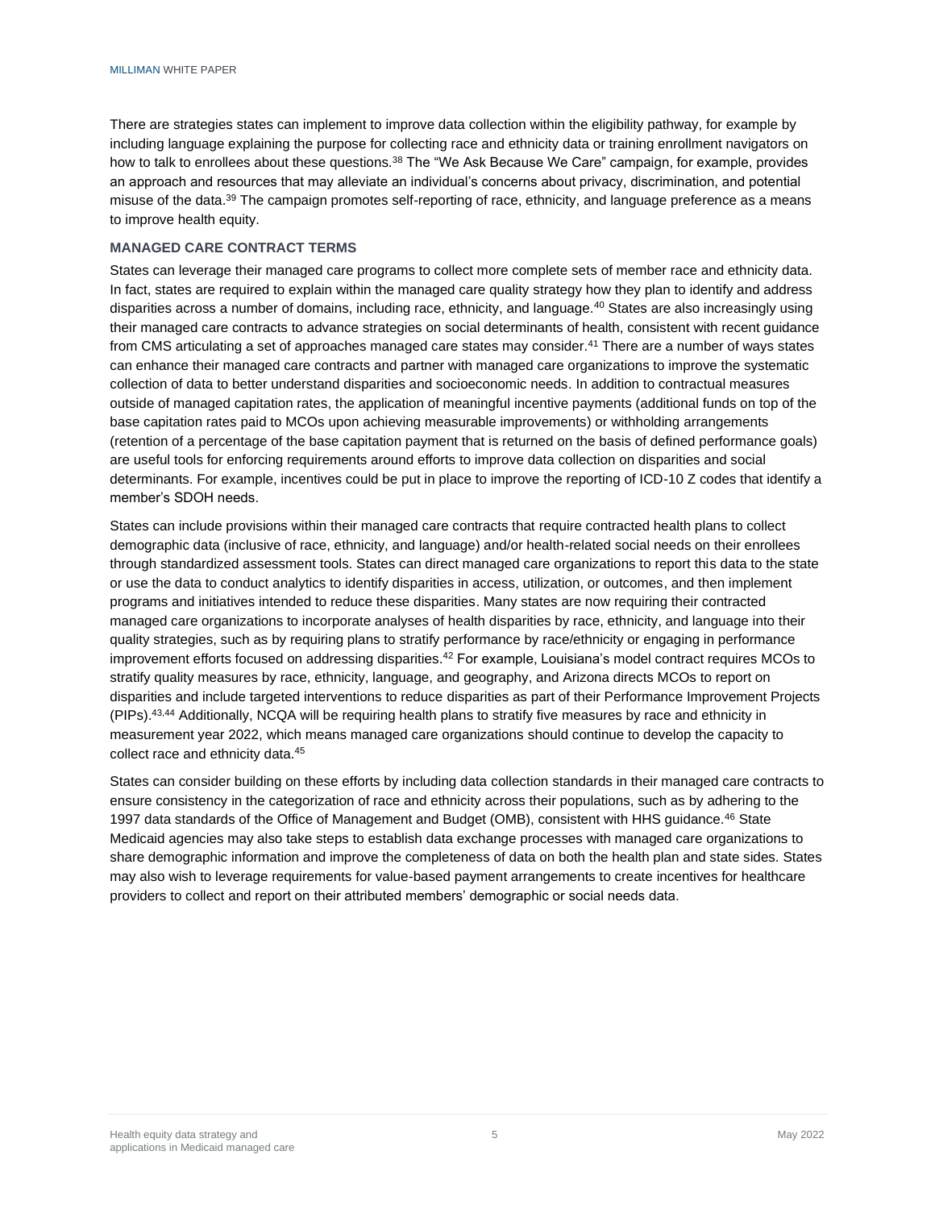There are strategies states can implement to improve data collection within the eligibility pathway, for example by including language explaining the purpose for collecting race and ethnicity data or training enrollment navigators on how to talk to enrollees about these questions.[38] The "We Ask Because We Care" campaign, for example, provides an approach and resources that may alleviate an individual's concerns about privacy, discrimination, and potential misuse of the data.[39] The campaign promotes self-reporting of race, ethnicity, and language preference as a means to improve health equity.

### MANAGED CARE CONTRACT TERMS

States can leverage their managed care programs to collect more complete sets of member race and ethnicity data. In fact, states are required to explain within the managed care quality strategy how they plan to identify and address disparities across a number of domains, including race, ethnicity, and language.[40] States are also increasingly using their managed care contracts to advance strategies on social determinants of health, consistent with recent guidance from CMS articulating a set of approaches managed care states may consider.[41] There are a number of ways states can enhance their managed care contracts and partner with managed care organizations to improve the systematic collection of data to better understand disparities and socioeconomic needs. In addition to contractual measures outside of managed capitation rates, the application of meaningful incentive payments (additional funds on top of the base capitation rates paid to MCOs upon achieving measurable improvements) or withholding arrangements (retention of a percentage of the base capitation payment that is returned on the basis of defined performance goals) are useful tools for enforcing requirements around efforts to improve data collection on disparities and social determinants. For example, incentives could be put in place to improve the reporting of ICD-10 Z codes that identify a member's SDOH needs.

States can include provisions within their managed care contracts that require contracted health plans to collect demographic data (inclusive of race, ethnicity, and language) and/or health-related social needs on their enrollees through standardized assessment tools. States can direct managed care organizations to report this data to the state or use the data to conduct analytics to identify disparities in access, utilization, or outcomes, and then implement programs and initiatives intended to reduce these disparities. Many states are now requiring their contracted managed care organizations to incorporate analyses of health disparities by race, ethnicity, and language into their quality strategies, such as by requiring plans to stratify performance by race/ethnicity or engaging in performance improvement efforts focused on addressing disparities.[42] For example, Louisiana's model contract requires MCOs to stratify quality measures by race, ethnicity, language, and geography, and Arizona directs MCOs to report on disparities and include targeted interventions to reduce disparities as part of their Performance Improvement Projects (PIPs).[43,44] Additionally, NCQA will be requiring health plans to stratify five measures by race and ethnicity in measurement year 2022, which means managed care organizations should continue to develop the capacity to collect race and ethnicity data.[45]

States can consider building on these efforts by including data collection standards in their managed care contracts to ensure consistency in the categorization of race and ethnicity across their populations, such as by adhering to the 1997 data standards of the Office of Management and Budget (OMB), consistent with HHS guidance.[46] State Medicaid agencies may also take steps to establish data exchange processes with managed care organizations to share demographic information and improve the completeness of data on both the health plan and state sides. States may also wish to leverage requirements for value-based payment arrangements to create incentives for healthcare providers to collect and report on their attributed members' demographic or social needs data.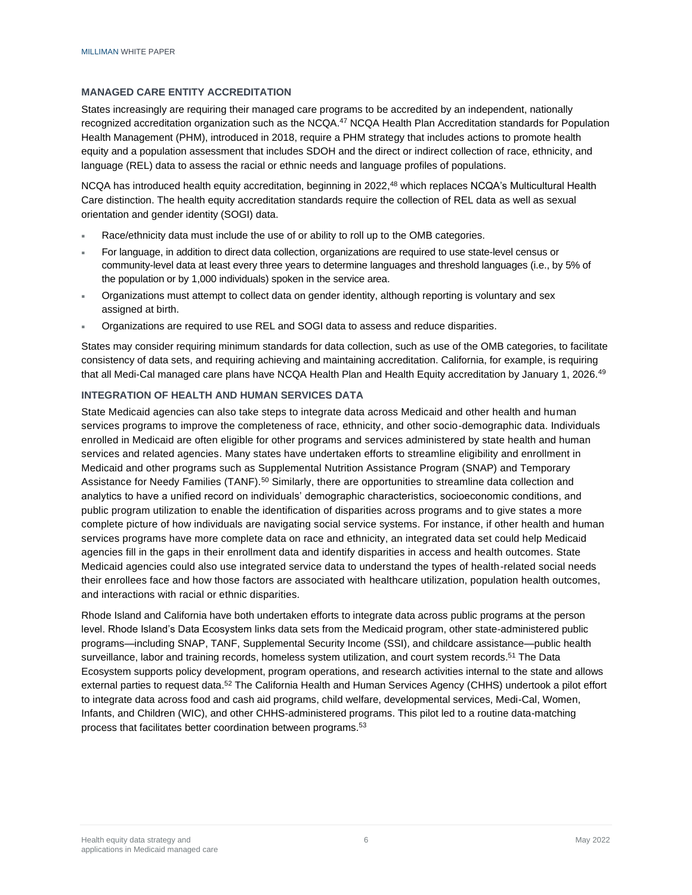### MANAGED CARE ENTITY ACCREDITATION

States increasingly are requiring their managed care programs to be accredited by an independent, nationally recognized accreditation organization such as the NCQA.[47] NCQA Health Plan Accreditation standards for Population Health Management (PHM), introduced in 2018, require a PHM strategy that includes actions to promote health equity and a population assessment that includes SDOH and the direct or indirect collection of race, ethnicity, and language (REL) data to assess the racial or ethnic needs and language profiles of populations.

NCQA has introduced health equity accreditation, beginning in 2022,[48] which replaces NCQA's Multicultural Health Care distinction. The health equity accreditation standards require the collection of REL data as well as sexual orientation and gender identity (SOGI) data.

- Race/ethnicity data must include the use of or ability to roll up to the OMB categories.
- For language, in addition to direct data collection, organizations are required to use state-level census or community-level data at least every three years to determine languages and threshold languages (i.e., by 5% of the population or by 1,000 individuals) spoken in the service area.
- Organizations must attempt to collect data on gender identity, although reporting is voluntary and sex assigned at birth.
- Organizations are required to use REL and SOGI data to assess and reduce disparities.

States may consider requiring minimum standards for data collection, such as use of the OMB categories, to facilitate consistency of data sets, and requiring achieving and maintaining accreditation. California, for example, is requiring that all Medi-Cal managed care plans have NCQA Health Plan and Health Equity accreditation by January 1, 2026.[49]

### INTEGRATION OF HEALTH AND HUMAN SERVICES DATA

State Medicaid agencies can also take steps to integrate data across Medicaid and other health and human services programs to improve the completeness of race, ethnicity, and other socio-demographic data. Individuals enrolled in Medicaid are often eligible for other programs and services administered by state health and human services and related agencies. Many states have undertaken efforts to streamline eligibility and enrollment in Medicaid and other programs such as Supplemental Nutrition Assistance Program (SNAP) and Temporary Assistance for Needy Families (TANF).[50] Similarly, there are opportunities to streamline data collection and analytics to have a unified record on individuals' demographic characteristics, socioeconomic conditions, and public program utilization to enable the identification of disparities across programs and to give states a more complete picture of how individuals are navigating social service systems. For instance, if other health and human services programs have more complete data on race and ethnicity, an integrated data set could help Medicaid agencies fill in the gaps in their enrollment data and identify disparities in access and health outcomes. State Medicaid agencies could also use integrated service data to understand the types of health-related social needs their enrollees face and how those factors are associated with healthcare utilization, population health outcomes, and interactions with racial or ethnic disparities.

Rhode Island and California have both undertaken efforts to integrate data across public programs at the person level. Rhode Island's Data Ecosystem links data sets from the Medicaid program, other state-administered public programs—including SNAP, TANF, Supplemental Security Income (SSI), and childcare assistance—public health surveillance, labor and training records, homeless system utilization, and court system records.[51] The Data Ecosystem supports policy development, program operations, and research activities internal to the state and allows external parties to request data.[52] The California Health and Human Services Agency (CHHS) undertook a pilot effort to integrate data across food and cash aid programs, child welfare, developmental services, Medi-Cal, Women, Infants, and Children (WIC), and other CHHS-administered programs. This pilot led to a routine data-matching process that facilitates better coordination between programs.[53]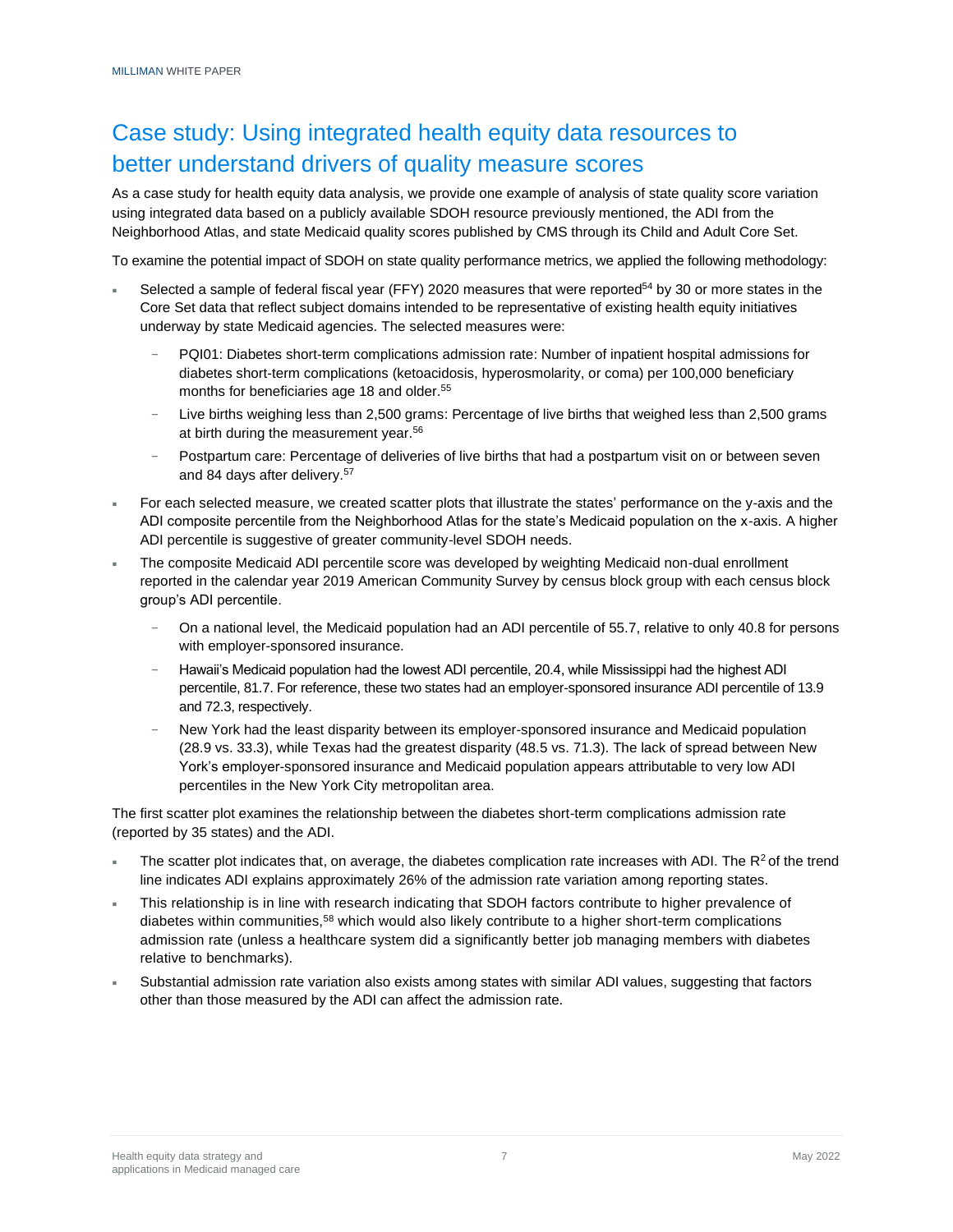## Case study: Using integrated health equity data resources to better understand drivers of quality measure scores

As a case study for health equity data analysis, we provide one example of analysis of state quality score variation using integrated data based on a publicly available SDOH resource previously mentioned, the ADI from the Neighborhood Atlas, and state Medicaid quality scores published by CMS through its Child and Adult Core Set.

To examine the potential impact of SDOH on state quality performance metrics, we applied the following methodology:

- Selected a sample of federal fiscal year (FFY) 2020 measures that were reported[54] by 30 or more states in the Core Set data that reflect subject domains intended to be representative of existing health equity initiatives underway by state Medicaid agencies. The selected measures were:
  - PQI01: Diabetes short-term complications admission rate: Number of inpatient hospital admissions for diabetes short-term complications (ketoacidosis, hyperosmolarity, or coma) per 100,000 beneficiary months for beneficiaries age 18 and older.[55]
  - Live births weighing less than 2,500 grams: Percentage of live births that weighed less than 2,500 grams at birth during the measurement year.[56]
  - Postpartum care: Percentage of deliveries of live births that had a postpartum visit on or between seven and 84 days after delivery.[57]
- For each selected measure, we created scatter plots that illustrate the states' performance on the y-axis and the ADI composite percentile from the Neighborhood Atlas for the state's Medicaid population on the x-axis. A higher ADI percentile is suggestive of greater community-level SDOH needs.
- The composite Medicaid ADI percentile score was developed by weighting Medicaid non-dual enrollment reported in the calendar year 2019 American Community Survey by census block group with each census block group's ADI percentile.
  - On a national level, the Medicaid population had an ADI percentile of 55.7, relative to only 40.8 for persons with employer-sponsored insurance.
  - Hawaii's Medicaid population had the lowest ADI percentile, 20.4, while Mississippi had the highest ADI percentile, 81.7. For reference, these two states had an employer-sponsored insurance ADI percentile of 13.9 and 72.3, respectively.
  - New York had the least disparity between its employer-sponsored insurance and Medicaid population (28.9 vs. 33.3), while Texas had the greatest disparity (48.5 vs. 71.3). The lack of spread between New York's employer-sponsored insurance and Medicaid population appears attributable to very low ADI percentiles in the New York City metropolitan area.

The first scatter plot examines the relationship between the diabetes short-term complications admission rate (reported by 35 states) and the ADI.

- The scatter plot indicates that, on average, the diabetes complication rate increases with ADI. The $R^2$ of the trend line indicates ADI explains approximately 26% of the admission rate variation among reporting states.
- This relationship is in line with research indicating that SDOH factors contribute to higher prevalence of diabetes within communities,[58] which would also likely contribute to a higher short-term complications admission rate (unless a healthcare system did a significantly better job managing members with diabetes relative to benchmarks).
- Substantial admission rate variation also exists among states with similar ADI values, suggesting that factors other than those measured by the ADI can affect the admission rate.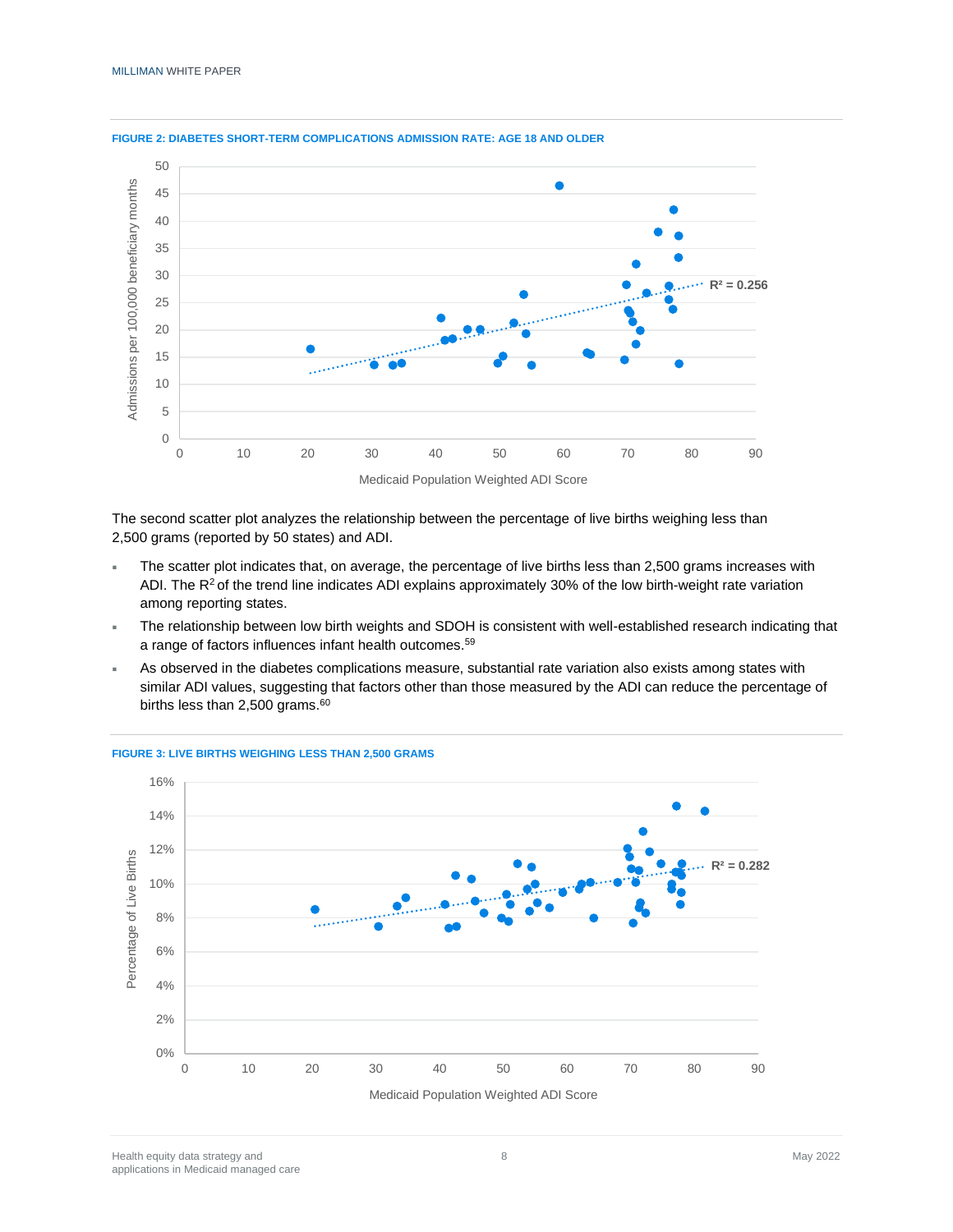**FIGURE 2: DIABETES SHORT-TERM COMPLICATIONS ADMISSION RATE: AGE 18 AND OLDER**

The second scatter plot analyzes the relationship between the percentage of live births weighing less than 2,500 grams (reported by 50 states) and ADI.

- The scatter plot indicates that, on average, the percentage of live births less than 2,500 grams increases with ADI. The $R^2$ of the trend line indicates ADI explains approximately 30% of the low birth-weight rate variation among reporting states.
- The relationship between low birth weights and SDOH is consistent with well-established research indicating that a range of factors influences infant health outcomes.[59]
- As observed in the diabetes complications measure, substantial rate variation also exists among states with similar ADI values, suggesting that factors other than those measured by the ADI can reduce the percentage of births less than 2,500 grams.[60]

**FIGURE 3: LIVE BIRTHS WEIGHING LESS THAN 2,500 GRAMS**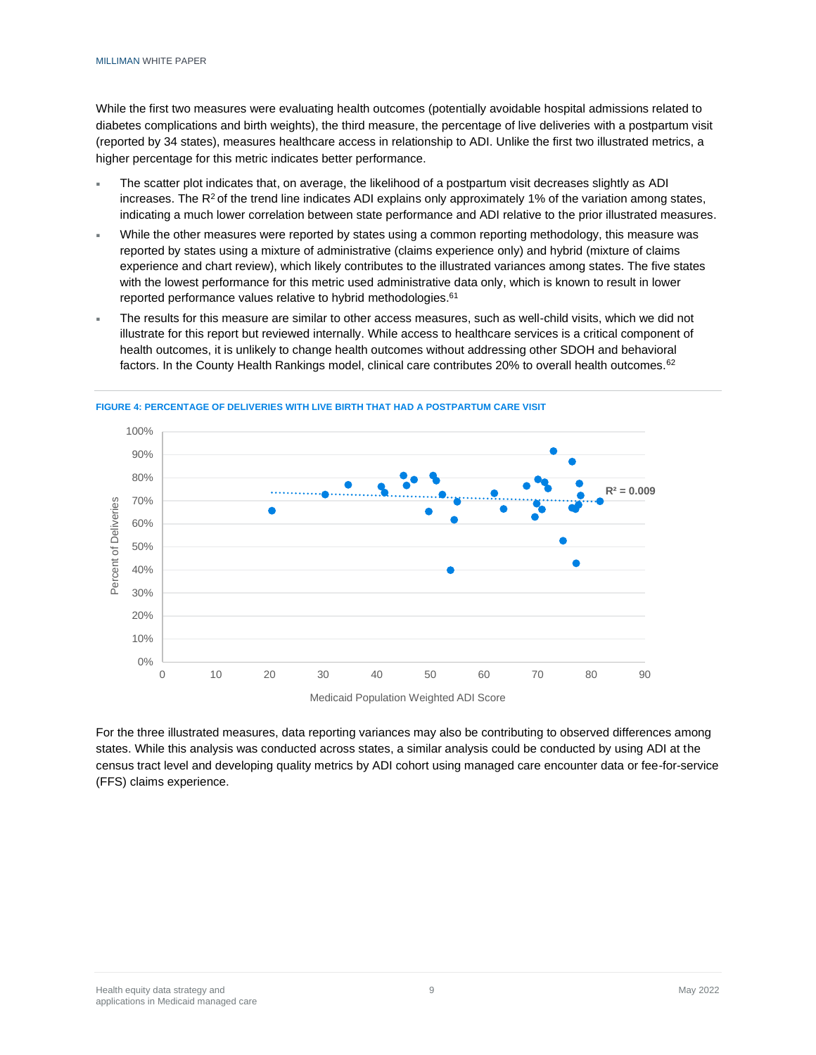While the first two measures were evaluating health outcomes (potentially avoidable hospital admissions related to diabetes complications and birth weights), the third measure, the percentage of live deliveries with a postpartum visit (reported by 34 states), measures healthcare access in relationship to ADI. Unlike the first two illustrated metrics, a higher percentage for this metric indicates better performance.

- The scatter plot indicates that, on average, the likelihood of a postpartum visit decreases slightly as ADI increases. The $R^2$ of the trend line indicates ADI explains only approximately 1% of the variation among states, indicating a much lower correlation between state performance and ADI relative to the prior illustrated measures.
- While the other measures were reported by states using a common reporting methodology, this measure was reported by states using a mixture of administrative (claims experience only) and hybrid (mixture of claims experience and chart review), which likely contributes to the illustrated variances among states. The five states with the lowest performance for this metric used administrative data only, which is known to result in lower reported performance values relative to hybrid methodologies.[61]
- The results for this measure are similar to other access measures, such as well-child visits, which we did not illustrate for this report but reviewed internally. While access to healthcare services is a critical component of health outcomes, it is unlikely to change health outcomes without addressing other SDOH and behavioral factors. In the County Health Rankings model, clinical care contributes 20% to overall health outcomes.[62]

**FIGURE 4: PERCENTAGE OF DELIVERIES WITH LIVE BIRTH THAT HAD A POSTPARTUM CARE VISIT**

For the three illustrated measures, data reporting variances may also be contributing to observed differences among states. While this analysis was conducted across states, a similar analysis could be conducted by using ADI at the census tract level and developing quality metrics by ADI cohort using managed care encounter data or fee-for-service (FFS) claims experience.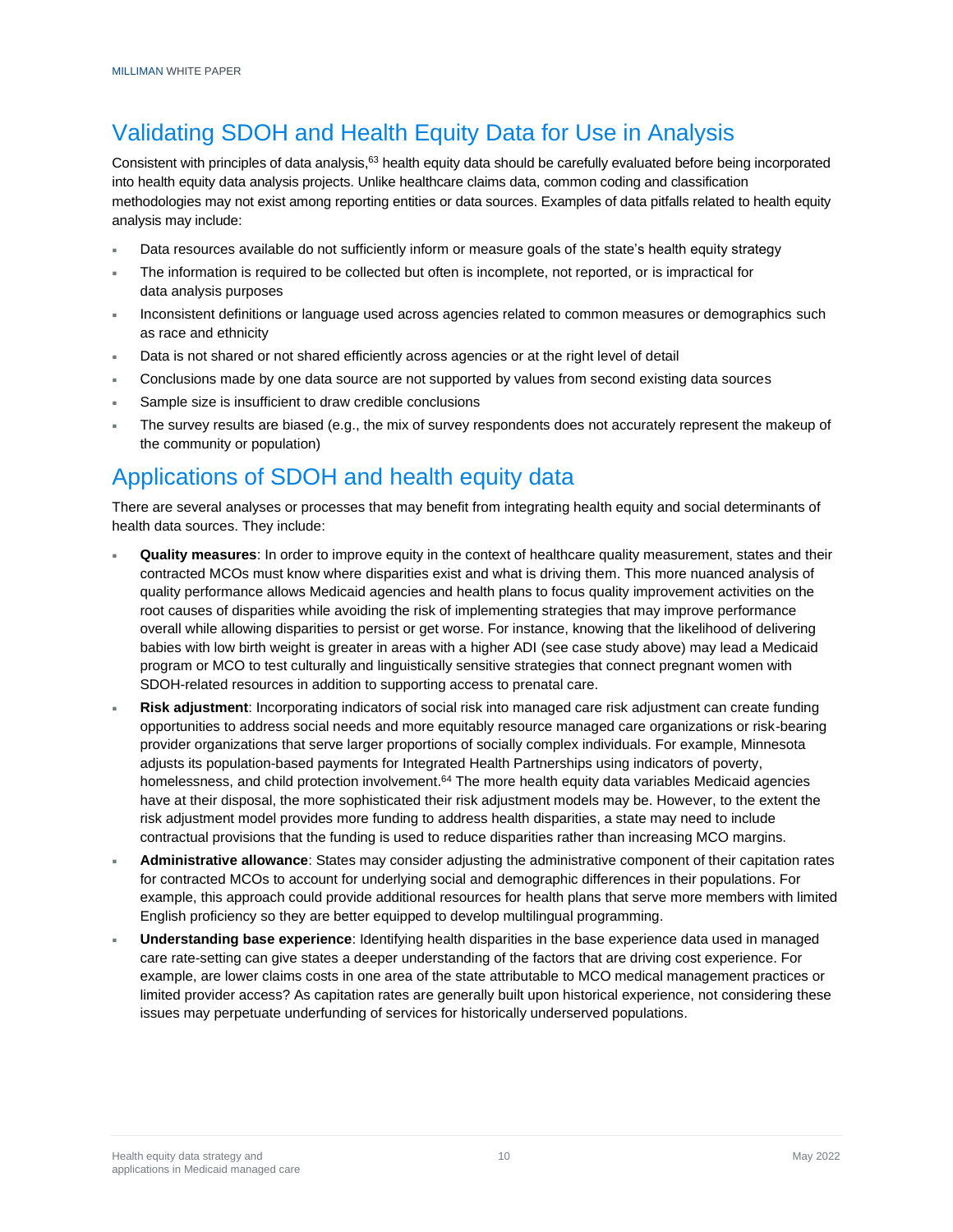## Validating SDOH and Health Equity Data for Use in Analysis

Consistent with principles of data analysis,[63] health equity data should be carefully evaluated before being incorporated into health equity data analysis projects. Unlike healthcare claims data, common coding and classification methodologies may not exist among reporting entities or data sources. Examples of data pitfalls related to health equity analysis may include:

- Data resources available do not sufficiently inform or measure goals of the state's health equity strategy
- The information is required to be collected but often is incomplete, not reported, or is impractical for data analysis purposes
- Inconsistent definitions or language used across agencies related to common measures or demographics such as race and ethnicity
- Data is not shared or not shared efficiently across agencies or at the right level of detail
- Conclusions made by one data source are not supported by values from second existing data sources
- Sample size is insufficient to draw credible conclusions
- The survey results are biased (e.g., the mix of survey respondents does not accurately represent the makeup of the community or population)

## Applications of SDOH and health equity data

There are several analyses or processes that may benefit from integrating health equity and social determinants of health data sources. They include:

- **Quality measures**: In order to improve equity in the context of healthcare quality measurement, states and their contracted MCOs must know where disparities exist and what is driving them. This more nuanced analysis of quality performance allows Medicaid agencies and health plans to focus quality improvement activities on the root causes of disparities while avoiding the risk of implementing strategies that may improve performance overall while allowing disparities to persist or get worse. For instance, knowing that the likelihood of delivering babies with low birth weight is greater in areas with a higher ADI (see case study above) may lead a Medicaid program or MCO to test culturally and linguistically sensitive strategies that connect pregnant women with SDOH-related resources in addition to supporting access to prenatal care.
- **Risk adjustment**: Incorporating indicators of social risk into managed care risk adjustment can create funding opportunities to address social needs and more equitably resource managed care organizations or risk-bearing provider organizations that serve larger proportions of socially complex individuals. For example, Minnesota adjusts its population-based payments for Integrated Health Partnerships using indicators of poverty, homelessness, and child protection involvement.[64] The more health equity data variables Medicaid agencies have at their disposal, the more sophisticated their risk adjustment models may be. However, to the extent the risk adjustment model provides more funding to address health disparities, a state may need to include contractual provisions that the funding is used to reduce disparities rather than increasing MCO margins.
- **Administrative allowance**: States may consider adjusting the administrative component of their capitation rates for contracted MCOs to account for underlying social and demographic differences in their populations. For example, this approach could provide additional resources for health plans that serve more members with limited English proficiency so they are better equipped to develop multilingual programming.
- **Understanding base experience**: Identifying health disparities in the base experience data used in managed care rate-setting can give states a deeper understanding of the factors that are driving cost experience. For example, are lower claims costs in one area of the state attributable to MCO medical management practices or limited provider access? As capitation rates are generally built upon historical experience, not considering these issues may perpetuate underfunding of services for historically underserved populations.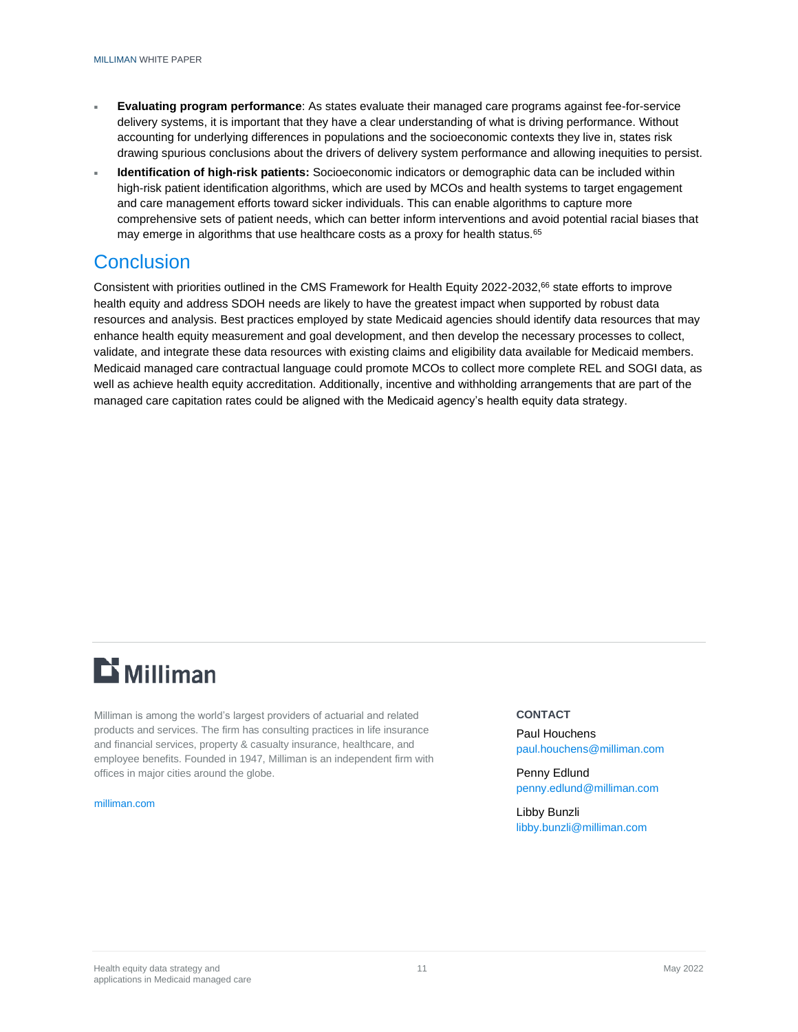- **Evaluating program performance**: As states evaluate their managed care programs against fee-for-service delivery systems, it is important that they have a clear understanding of what is driving performance. Without accounting for underlying differences in populations and the socioeconomic contexts they live in, states risk drawing spurious conclusions about the drivers of delivery system performance and allowing inequities to persist.
- **Identification of high-risk patients:** Socioeconomic indicators or demographic data can be included within high-risk patient identification algorithms, which are used by MCOs and health systems to target engagement and care management efforts toward sicker individuals. This can enable algorithms to capture more comprehensive sets of patient needs, which can better inform interventions and avoid potential racial biases that may emerge in algorithms that use healthcare costs as a proxy for health status.[65]

# Conclusion

Consistent with priorities outlined in the CMS Framework for Health Equity 2022-2032,[66] state efforts to improve health equity and address SDOH needs are likely to have the greatest impact when supported by robust data resources and analysis. Best practices employed by state Medicaid agencies should identify data resources that may enhance health equity measurement and goal development, and then develop the necessary processes to collect, validate, and integrate these data resources with existing claims and eligibility data available for Medicaid members. Medicaid managed care contractual language could promote MCOs to collect more complete REL and SOGI data, as well as achieve health equity accreditation. Additionally, incentive and withholding arrangements that are part of the managed care capitation rates could be aligned with the Medicaid agency's health equity data strategy.

**Milliman**

Milliman is among the world's largest providers of actuarial and related products and services. The firm has consulting practices in life insurance and financial services, property & casualty insurance, healthcare, and employee benefits. Founded in 1947, Milliman is an independent firm with offices in major cities around the globe.

milliman.com

**CONTACT**

Paul Houchens
paul.houchens@milliman.com

Penny Edlund
penny.edlund@milliman.com

Libby Bunzli
libby.bunzli@milliman.com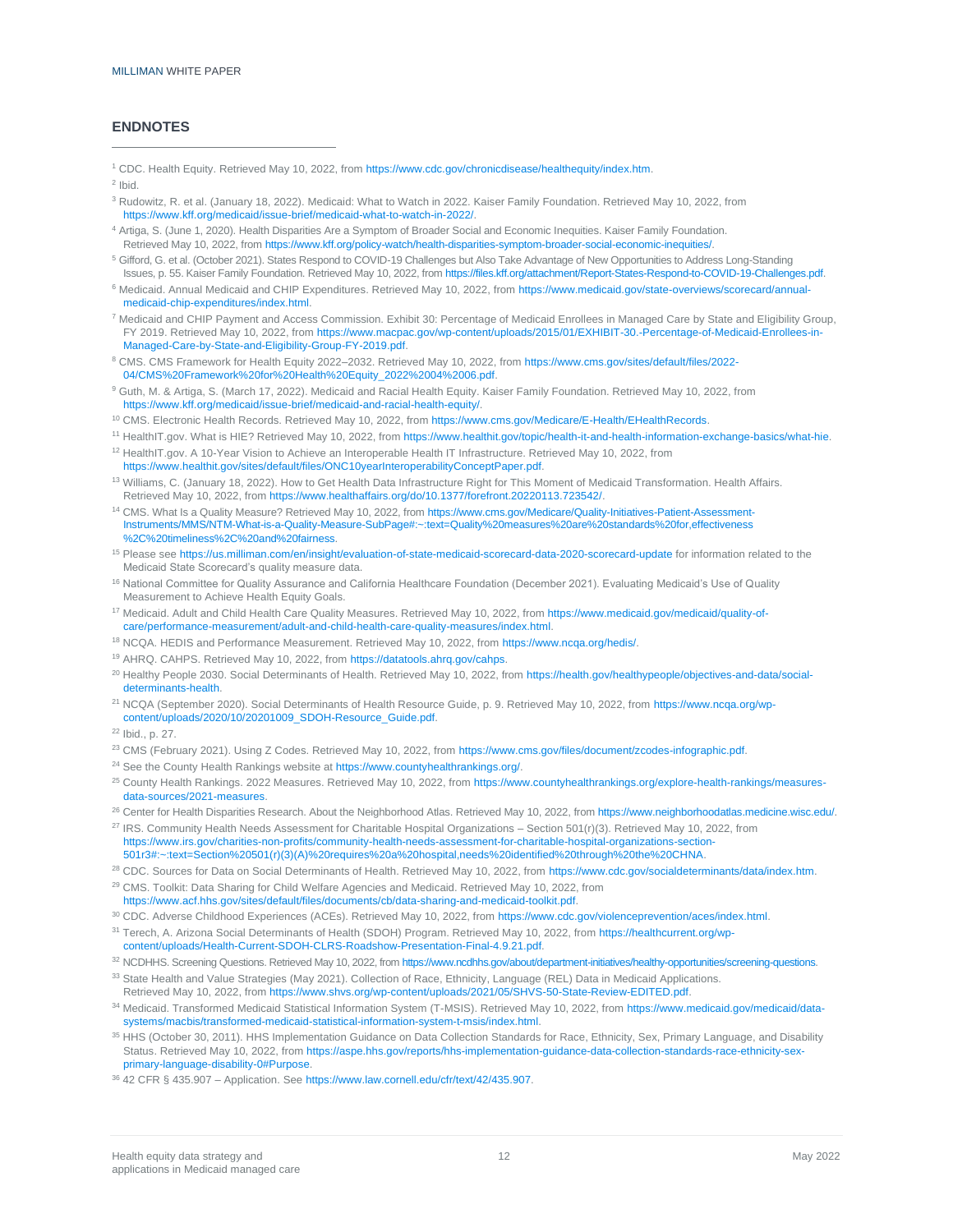## ENDNOTES

[1] CDC. Health Equity. Retrieved May 10, 2022, from https://www.cdc.gov/chronicdisease/healthequity/index.htm.

[2] Ibid.

[3] Rudowitz, R. et al. (January 18, 2022). Medicaid: What to Watch in 2022. Kaiser Family Foundation. Retrieved May 10, 2022, from https://www.kff.org/medicaid/issue-brief/medicaid-what-to-watch-in-2022/.

[4] Artiga, S. (June 1, 2020). Health Disparities Are a Symptom of Broader Social and Economic Inequities. Kaiser Family Foundation. Retrieved May 10, 2022, from https://www.kff.org/policy-watch/health-disparities-symptom-broader-social-economic-inequities/.

[5] Gifford, G. et al. (October 2021). States Respond to COVID-19 Challenges but Also Take Advantage of New Opportunities to Address Long-Standing Issues, p. 55. Kaiser Family Foundation. Retrieved May 10, 2022, from https://files.kff.org/attachment/Report-States-Respond-to-COVID-19-Challenges.pdf.

[6] Medicaid. Annual Medicaid and CHIP Expenditures. Retrieved May 10, 2022, from https://www.medicaid.gov/state-overviews/scorecard/annual-medicaid-chip-expenditures/index.html.

[7] Medicaid and CHIP Payment and Access Commission. Exhibit 30: Percentage of Medicaid Enrollees in Managed Care by State and Eligibility Group, FY 2019. Retrieved May 10, 2022, from https://www.macpac.gov/wp-content/uploads/2015/01/EXHIBIT-30.-Percentage-of-Medicaid-Enrollees-in-Managed-Care-by-State-and-Eligibility-Group-FY-2019.pdf.

[8] CMS. CMS Framework for Health Equity 2022–2032. Retrieved May 10, 2022, from https://www.cms.gov/sites/default/files/2022-04/CMS%20Framework%20for%20Health%20Equity_2022%2004%2006.pdf.

[9] Guth, M. & Artiga, S. (March 17, 2022). Medicaid and Racial Health Equity. Kaiser Family Foundation. Retrieved May 10, 2022, from https://www.kff.org/medicaid/issue-brief/medicaid-and-racial-health-equity/.

[10] CMS. Electronic Health Records. Retrieved May 10, 2022, from https://www.cms.gov/Medicare/E-Health/EHealthRecords.

[11] HealthIT.gov. What is HIE? Retrieved May 10, 2022, from https://www.healthit.gov/topic/health-it-and-health-information-exchange-basics/what-hie.

[12] HealthIT.gov. A 10-Year Vision to Achieve an Interoperable Health IT Infrastructure. Retrieved May 10, 2022, from https://www.healthit.gov/sites/default/files/ONC10yearInteroperabilityConceptPaper.pdf.

[13] Williams, C. (January 18, 2022). How to Get Health Data Infrastructure Right for This Moment of Medicaid Transformation. Health Affairs. Retrieved May 10, 2022, from https://www.healthaffairs.org/do/10.1377/forefront.20220113.723542/.

[14] CMS. What Is a Quality Measure? Retrieved May 10, 2022, from https://www.cms.gov/Medicare/Quality-Initiatives-Patient-Assessment-Instruments/MMS/NTM-What-is-a-Quality-Measure-SubPage#:~:text=Quality%20measures%20are%20standards%20for,effectiveness%2C%20timeliness%2C%20and%20fairness.

[15] Please see https://us.milliman.com/en/insight/evaluation-of-state-medicaid-scorecard-data-2020-scorecard-update for information related to the Medicaid State Scorecard's quality measure data.

[16] National Committee for Quality Assurance and California Healthcare Foundation (December 2021). Evaluating Medicaid's Use of Quality Measurement to Achieve Health Equity Goals.

[17] Medicaid. Adult and Child Health Care Quality Measures. Retrieved May 10, 2022, from https://www.medicaid.gov/medicaid/quality-of-care/performance-measurement/adult-and-child-health-care-quality-measures/index.html.

[18] NCQA. HEDIS and Performance Measurement. Retrieved May 10, 2022, from https://www.ncqa.org/hedis/.

[19] AHRQ. CAHPS. Retrieved May 10, 2022, from https://datatools.ahrq.gov/cahps.

[20] Healthy People 2030. Social Determinants of Health. Retrieved May 10, 2022, from https://health.gov/healthypeople/objectives-and-data/social-determinants-health.

[21] NCQA (September 2020). Social Determinants of Health Resource Guide, p. 9. Retrieved May 10, 2022, from https://www.ncqa.org/wp-content/uploads/2020/10/20201009_SDOH-Resource_Guide.pdf.

[22] Ibid., p. 27.

[23] CMS (February 2021). Using Z Codes. Retrieved May 10, 2022, from https://www.cms.gov/files/document/zcodes-infographic.pdf.

[24] See the County Health Rankings website at https://www.countyhealthrankings.org/.

[25] County Health Rankings. 2022 Measures. Retrieved May 10, 2022, from https://www.countyhealthrankings.org/explore-health-rankings/measures-data-sources/2021-measures.

[26] Center for Health Disparities Research. About the Neighborhood Atlas. Retrieved May 10, 2022, from https://www.neighborhoodatlas.medicine.wisc.edu/.

[27] IRS. Community Health Needs Assessment for Charitable Hospital Organizations – Section 501(r)(3). Retrieved May 10, 2022, from https://www.irs.gov/charities-non-profits/community-health-needs-assessment-for-charitable-hospital-organizations-section-501r3#:~:text=Section%20501(r)(3)(A)%20requires%20a%20hospital,needs%20identified%20through%20the%20CHNA.

[28] CDC. Sources for Data on Social Determinants of Health. Retrieved May 10, 2022, from https://www.cdc.gov/socialdeterminants/data/index.htm.

[29] CMS. Toolkit: Data Sharing for Child Welfare Agencies and Medicaid. Retrieved May 10, 2022, from https://www.acf.hhs.gov/sites/default/files/documents/cb/data-sharing-and-medicaid-toolkit.pdf.

[30] CDC. Adverse Childhood Experiences (ACEs). Retrieved May 10, 2022, from https://www.cdc.gov/violenceprevention/aces/index.html.

[31] Terech, A. Arizona Social Determinants of Health (SDOH) Program. Retrieved May 10, 2022, from https://healthcurrent.org/wp-content/uploads/Health-Current-SDOH-CLRS-Roadshow-Presentation-Final-4.9.21.pdf.

[32] NCDHHS. Screening Questions. Retrieved May 10, 2022, from https://www.ncdhhs.gov/about/department-initiatives/healthy-opportunities/screening-questions.

[33] State Health and Value Strategies (May 2021). Collection of Race, Ethnicity, Language (REL) Data in Medicaid Applications. Retrieved May 10, 2022, from https://www.shvs.org/wp-content/uploads/2021/05/SHVS-50-State-Review-EDITED.pdf.

[34] Medicaid. Transformed Medicaid Statistical Information System (T-MSIS). Retrieved May 10, 2022, from https://www.medicaid.gov/medicaid/data-systems/macbis/transformed-medicaid-statistical-information-system-t-msis/index.html.

[35] HHS (October 30, 2011). HHS Implementation Guidance on Data Collection Standards for Race, Ethnicity, Sex, Primary Language, and Disability Status. Retrieved May 10, 2022, from https://aspe.hhs.gov/reports/hhs-implementation-guidance-data-collection-standards-race-ethnicity-sex-primary-language-disability-0#Purpose.

[36] 42 CFR § 435.907 – Application. See https://www.law.cornell.edu/cfr/text/42/435.907.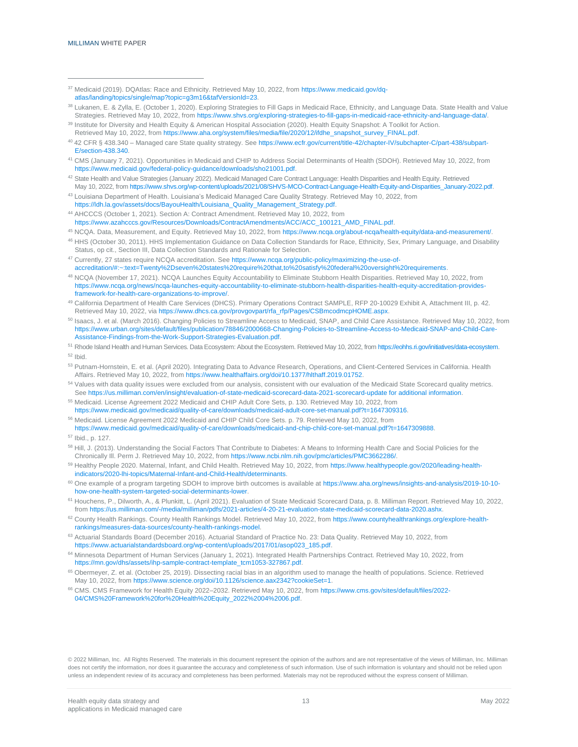[37] Medicaid (2019). DQAtlas: Race and Ethnicity. Retrieved May 10, 2022, from https://www.medicaid.gov/dq-atlas/landing/topics/single/map?topic=g3m16&tafVersionId=23.

[38] Lukanen, E. & Zylla, E. (October 1, 2020). Exploring Strategies to Fill Gaps in Medicaid Race, Ethnicity, and Language Data. State Health and Value Strategies. Retrieved May 10, 2022, from https://www.shvs.org/exploring-strategies-to-fill-gaps-in-medicaid-race-ethnicity-and-language-data/.

[39] Institute for Diversity and Health Equity & American Hospital Association (2020). Health Equity Snapshot: A Toolkit for Action. Retrieved May 10, 2022, from https://www.aha.org/system/files/media/file/2020/12/ifdhe_snapshot_survey_FINAL.pdf.

[40] 42 CFR § 438.340 – Managed care State quality strategy. See https://www.ecfr.gov/current/title-42/chapter-IV/subchapter-C/part-438/subpart-E/section-438.340.

[41] CMS (January 7, 2021). Opportunities in Medicaid and CHIP to Address Social Determinants of Health (SDOH). Retrieved May 10, 2022, from https://www.medicaid.gov/federal-policy-guidance/downloads/sho21001.pdf.

[42] State Health and Value Strategies (January 2022). Medicaid Managed Care Contract Language: Health Disparities and Health Equity. Retrieved May 10, 2022, from https://www.shvs.org/wp-content/uploads/2021/08/SHVS-MCO-Contract-Language-Health-Equity-and-Disparities_January-2022.pdf.

[43] Louisiana Department of Health. Louisiana's Medicaid Managed Care Quality Strategy. Retrieved May 10, 2022, from https://ldh.la.gov/assets/docs/BayouHealth/Louisiana_Quality_Management_Strategy.pdf.

[44] AHCCCS (October 1, 2021). Section A: Contract Amendment. Retrieved May 10, 2022, from https://www.azahcccs.gov/Resources/Downloads/ContractAmendments/ACC/ACC_100121_AMD_FINAL.pdf.

[45] NCQA. Data, Measurement, and Equity. Retrieved May 10, 2022, from https://www.ncqa.org/about-ncqa/health-equity/data-and-measurement/.

[46] HHS (October 30, 2011). HHS Implementation Guidance on Data Collection Standards for Race, Ethnicity, Sex, Primary Language, and Disability Status, op cit., Section III, Data Collection Standards and Rationale for Selection.

[47] Currently, 27 states require NCQA accreditation. See https://www.ncqa.org/public-policy/maximizing-the-use-of-accreditation/#:~:text=Twenty%2Dseven%20states%20require%20that,to%20satisfy%20federal%20oversight%20requirements.

[48] NCQA (November 17, 2021). NCQA Launches Equity Accountability to Eliminate Stubborn Health Disparities. Retrieved May 10, 2022, from https://www.ncqa.org/news/ncqa-launches-equity-accountability-to-eliminate-stubborn-health-disparities-health-equity-accreditation-provides-framework-for-health-care-organizations-to-improve/.

[49] California Department of Health Care Services (DHCS). Primary Operations Contract SAMPLE, RFP 20-10029 Exhibit A, Attachment III, p. 42. Retrieved May 10, 2022, via https://www.dhcs.ca.gov/provgovpart/rfa_rfp/Pages/CSBmcodmcpHOME.aspx.

[50] Isaacs, J. et al. (March 2016). Changing Policies to Streamline Access to Medicaid, SNAP, and Child Care Assistance. Retrieved May 10, 2022, from https://www.urban.org/sites/default/files/publication/78846/2000668-Changing-Policies-to-Streamline-Access-to-Medicaid-SNAP-and-Child-Care-Assistance-Findings-from-the-Work-Support-Strategies-Evaluation.pdf.

[51] Rhode Island Health and Human Services. Data Ecosystem: About the Ecosystem. Retrieved May 10, 2022, from https://eohhs.ri.gov/initiatives/data-ecosystem.

[52] Ibid.

[53] Putnam-Hornstein, E. et al. (April 2020). Integrating Data to Advance Research, Operations, and Client-Centered Services in California. Health Affairs. Retrieved May 10, 2022, from https://www.healthaffairs.org/doi/10.1377/hlthaff.2019.01752.

[54] Values with data quality issues were excluded from our analysis, consistent with our evaluation of the Medicaid State Scorecard quality metrics. See https://us.milliman.com/en/insight/evaluation-of-state-medicaid-scorecard-data-2021-scorecard-update for additional information.

[55] Medicaid. License Agreement 2022 Medicaid and CHIP Adult Core Sets, p. 130. Retrieved May 10, 2022, from https://www.medicaid.gov/medicaid/quality-of-care/downloads/medicaid-adult-core-set-manual.pdf?t=1647309316.

[56] Medicaid. License Agreement 2022 Medicaid and CHIP Child Core Sets. p. 79. Retrieved May 10, 2022, from https://www.medicaid.gov/medicaid/quality-of-care/downloads/medicaid-and-chip-child-core-set-manual.pdf?t=1647309888.

[57] Ibid., p. 127.

[58] Hill, J. (2013). Understanding the Social Factors That Contribute to Diabetes: A Means to Informing Health Care and Social Policies for the Chronically Ill. Perm J. Retrieved May 10, 2022, from https://www.ncbi.nlm.nih.gov/pmc/articles/PMC3662286/.

[59] Healthy People 2020. Maternal, Infant, and Child Health. Retrieved May 10, 2022, from https://www.healthypeople.gov/2020/leading-health-indicators/2020-lhi-topics/Maternal-Infant-and-Child-Health/determinants.

[60] One example of a program targeting SDOH to improve birth outcomes is available at https://www.aha.org/news/insights-and-analysis/2019-10-10-how-one-health-system-targeted-social-determinants-lower.

[61] Houchens, P., Dilworth, A., & Plunkitt, L. (April 2021). Evaluation of State Medicaid Scorecard Data, p. 8. Milliman Report. Retrieved May 10, 2022, from https://us.milliman.com/-/media/milliman/pdfs/2021-articles/4-20-21-evaluation-state-medicaid-scorecard-data-2020.ashx.

[62] County Health Rankings. County Health Rankings Model. Retrieved May 10, 2022, from https://www.countyhealthrankings.org/explore-health-rankings/measures-data-sources/county-health-rankings-model.

[63] Actuarial Standards Board (December 2016). Actuarial Standard of Practice No. 23: Data Quality. Retrieved May 10, 2022, from https://www.actuarialstandardsboard.org/wp-content/uploads/2017/01/asop023_185.pdf.

[64] Minnesota Department of Human Services (January 1, 2021). Integrated Health Partnerships Contract. Retrieved May 10, 2022, from https://mn.gov/dhs/assets/ihp-sample-contract-template_tcm1053-327867.pdf.

[65] Obermeyer, Z. et al. (October 25, 2019). Dissecting racial bias in an algorithm used to manage the health of populations. Science. Retrieved May 10, 2022, from https://www.science.org/doi/10.1126/science.aax2342?cookieSet=1.

[66] CMS. CMS Framework for Health Equity 2022–2032. Retrieved May 10, 2022, from https://www.cms.gov/sites/default/files/2022-04/CMS%20Framework%20for%20Health%20Equity_2022%2004%2006.pdf.

© 2022 Milliman, Inc. All Rights Reserved. The materials in this document represent the opinion of the authors and are not representative of the views of Milliman, Inc. Milliman does not certify the information, nor does it guarantee the accuracy and completeness of such information. Use of such information is voluntary and should not be relied upon unless an independent review of its accuracy and completeness has been performed. Materials may not be reproduced without the express consent of Milliman.